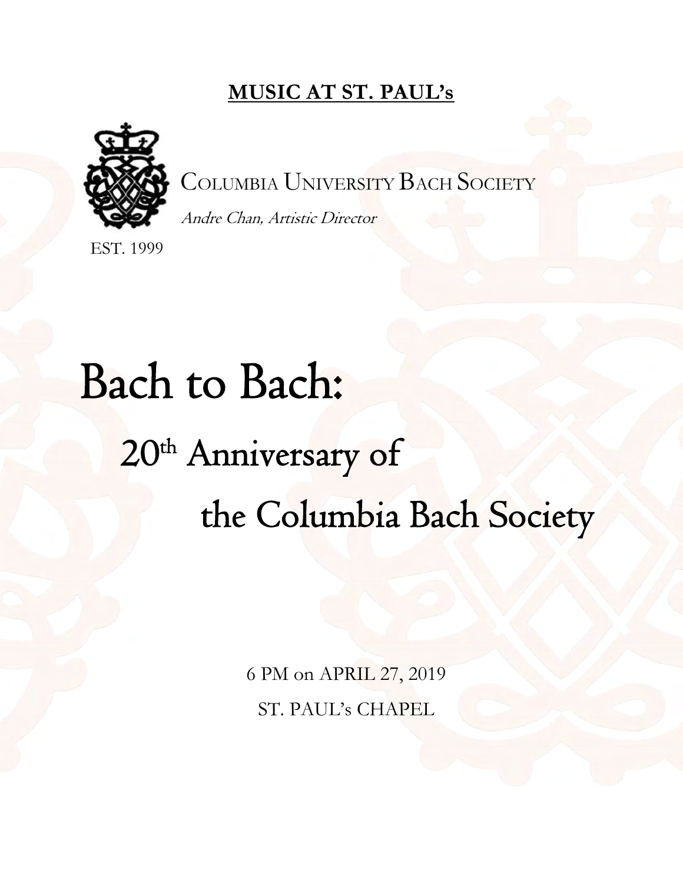**MUSIC AT ST. PAUL's**

COLUMBIA UNIVERSITY BACH SOCIETY

*Andre Chan, Artistic Director*

EST. 1999

# Bach to Bach:

## 20th Anniversary of the Columbia Bach Society

6 PM on APRIL 27, 2019

ST. PAUL's CHAPEL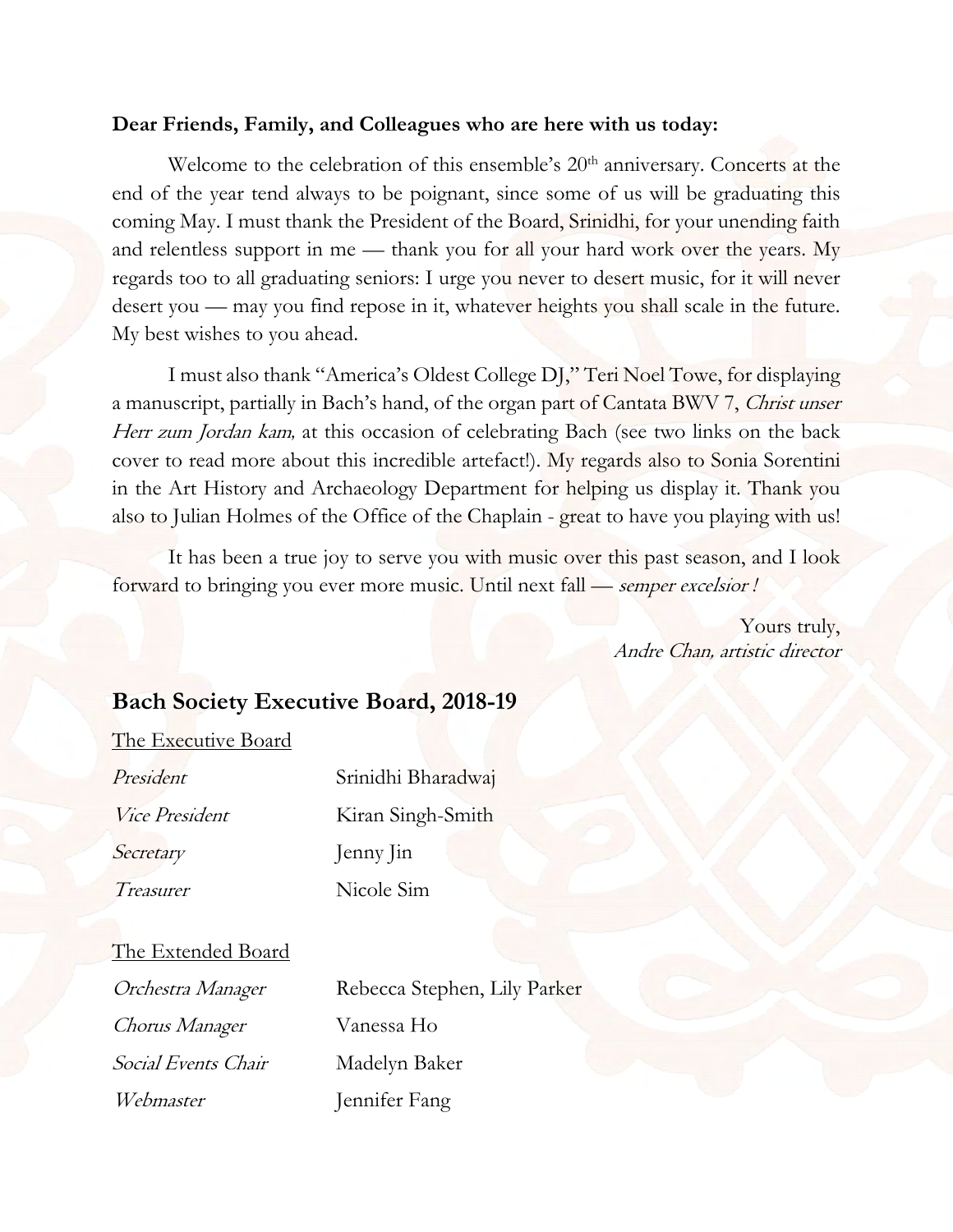**Dear Friends, Family, and Colleagues who are here with us today:**

Welcome to the celebration of this ensemble's 20th anniversary. Concerts at the end of the year tend always to be poignant, since some of us will be graduating this coming May. I must thank the President of the Board, Srinidhi, for your unending faith and relentless support in me — thank you for all your hard work over the years. My regards too to all graduating seniors: I urge you never to desert music, for it will never desert you — may you find repose in it, whatever heights you shall scale in the future. My best wishes to you ahead.

I must also thank "America's Oldest College DJ," Teri Noel Towe, for displaying a manuscript, partially in Bach's hand, of the organ part of Cantata BWV 7, *Christ unser Herr zum Jordan kam,* at this occasion of celebrating Bach (see two links on the back cover to read more about this incredible artefact!). My regards also to Sonia Sorentini in the Art History and Archaeology Department for helping us display it. Thank you also to Julian Holmes of the Office of the Chaplain - great to have you playing with us!

It has been a true joy to serve you with music over this past season, and I look forward to bringing you ever more music. Until next fall — *semper excelsior !*

Yours truly,
*Andre Chan, artistic director*

## Bach Society Executive Board, 2018-19

The Executive Board

| | |
|---|---|
| *President* | Srinidhi Bharadwaj |
| *Vice President* | Kiran Singh-Smith |
| *Secretary* | Jenny Jin |
| *Treasurer* | Nicole Sim |

The Extended Board

| | |
|---|---|
| *Orchestra Manager* | Rebecca Stephen, Lily Parker |
| *Chorus Manager* | Vanessa Ho |
| *Social Events Chair* | Madelyn Baker |
| *Webmaster* | Jennifer Fang |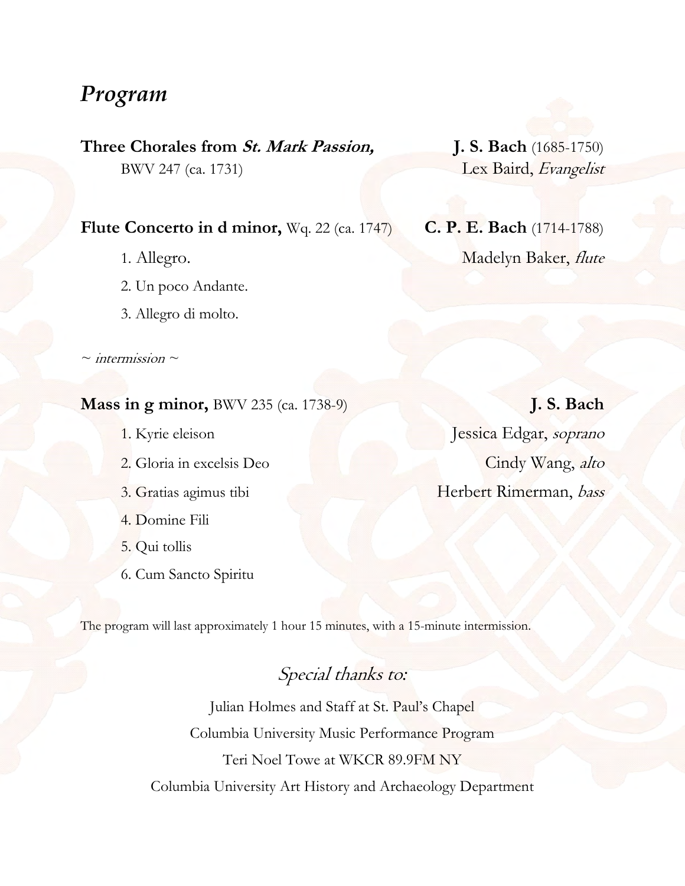# *Program*

**Three Chorales from *St. Mark Passion,*** BWV 247 (ca. 1731) — **J. S. Bach** (1685-1750)
Lex Baird, *Evangelist*

**Flute Concerto in d minor,** Wq. 22 (ca. 1747) — **C. P. E. Bach** (1714-1788)
Madelyn Baker, *flute*

1. Allegro.
2. Un poco Andante.
3. Allegro di molto.

~ *intermission* ~

**Mass in g minor,** BWV 235 (ca. 1738-9) — **J. S. Bach**
Jessica Edgar, *soprano*
Cindy Wang, *alto*
Herbert Rimerman, *bass*

1. Kyrie eleison
2. Gloria in excelsis Deo
3. Gratias agimus tibi
4. Domine Fili
5. Qui tollis
6. Cum Sancto Spiritu

The program will last approximately 1 hour 15 minutes, with a 15-minute intermission.

## *Special thanks to:*

Julian Holmes and Staff at St. Paul's Chapel

Columbia University Music Performance Program

Teri Noel Towe at WKCR 89.9FM NY

Columbia University Art History and Archaeology Department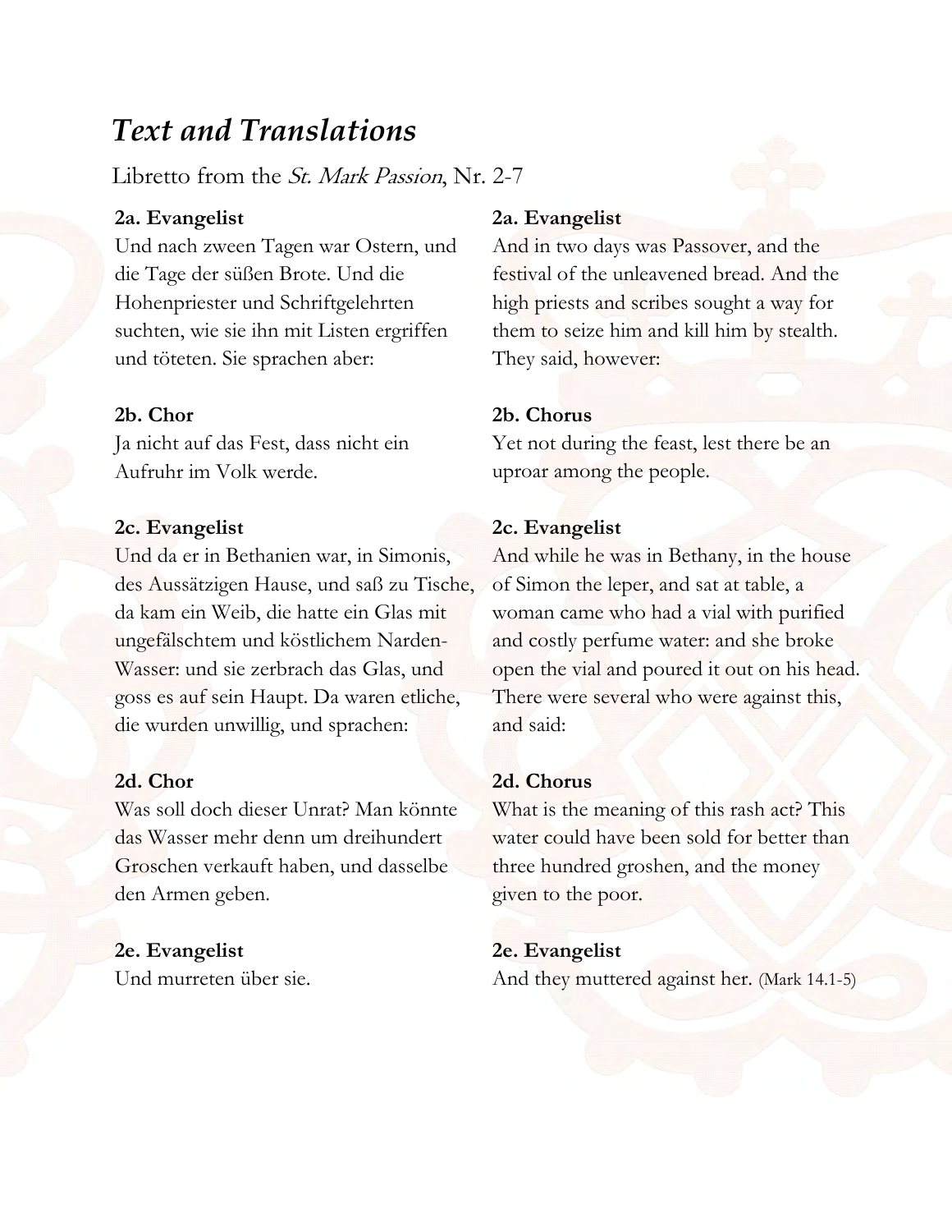## *Text and Translations*

Libretto from the *St. Mark Passion*, Nr. 2-7

**2a. Evangelist**
Und nach zween Tagen war Ostern, und die Tage der süßen Brote. Und die Hohenpriester und Schriftgelehrten suchten, wie sie ihn mit Listen ergriffen und töteten. Sie sprachen aber:

**2a. Evangelist**
And in two days was Passover, and the festival of the unleavened bread. And the high priests and scribes sought a way for them to seize him and kill him by stealth. They said, however:

**2b. Chor**
Ja nicht auf das Fest, dass nicht ein Aufruhr im Volk werde.

**2b. Chorus**
Yet not during the feast, lest there be an uproar among the people.

**2c. Evangelist**
Und da er in Bethanien war, in Simonis, des Aussätzigen Hause, und saß zu Tische, da kam ein Weib, die hatte ein Glas mit ungefälschtem und köstlichem Narden-Wasser: und sie zerbrach das Glas, und goss es auf sein Haupt. Da waren etliche, die wurden unwillig, und sprachen:

**2c. Evangelist**
And while he was in Bethany, in the house of Simon the leper, and sat at table, a woman came who had a vial with purified and costly perfume water: and she broke open the vial and poured it out on his head. There were several who were against this, and said:

**2d. Chor**
Was soll doch dieser Unrat? Man könnte das Wasser mehr denn um dreihundert Groschen verkauft haben, und dasselbe den Armen geben.

**2d. Chorus**
What is the meaning of this rash act? This water could have been sold for better than three hundred groshen, and the money given to the poor.

**2e. Evangelist**
Und murreten über sie.

**2e. Evangelist**
And they muttered against her. (Mark 14.1-5)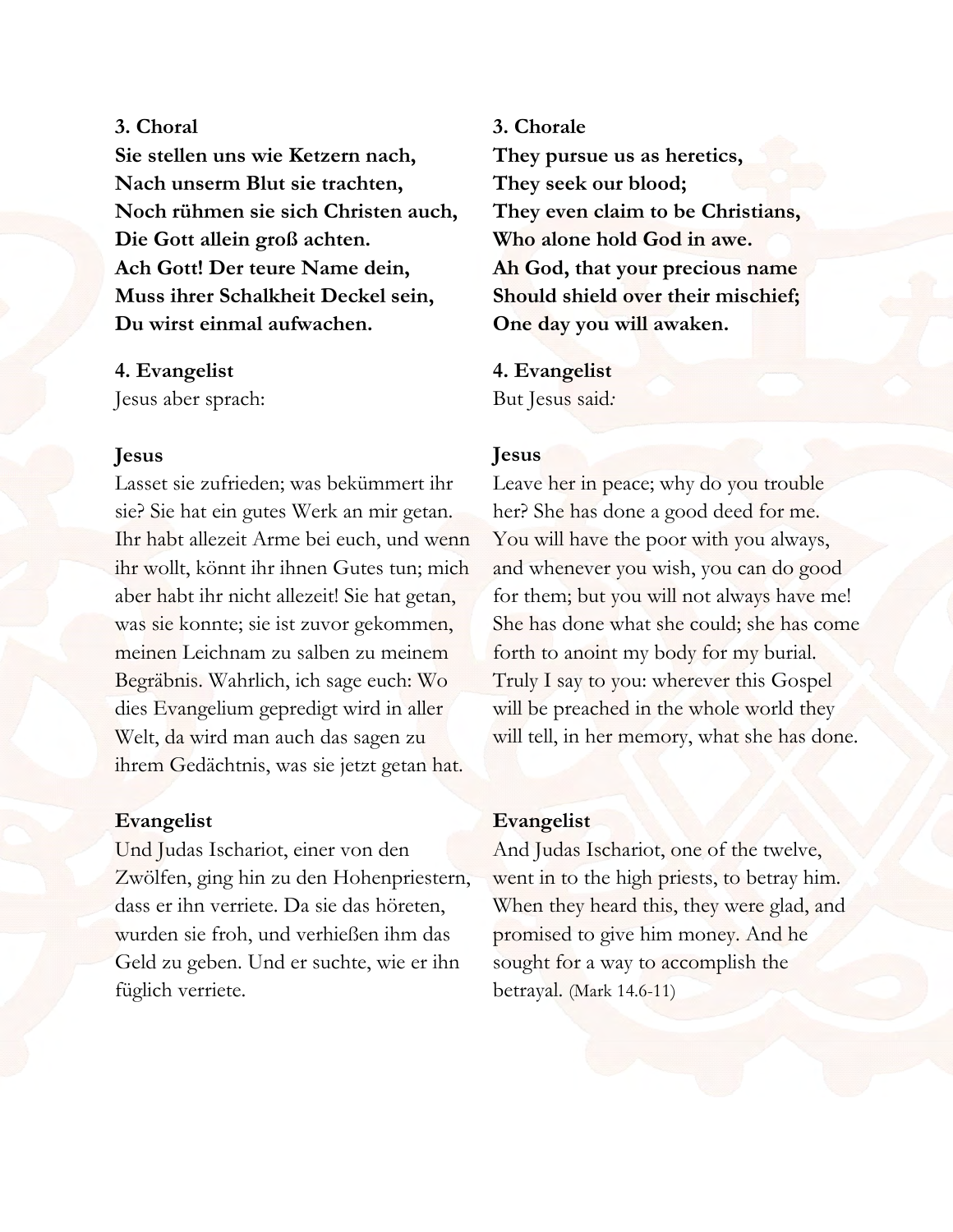**3. Choral**

**Sie stellen uns wie Ketzern nach,**
**Nach unserm Blut sie trachten,**
**Noch rühmen sie sich Christen auch,**
**Die Gott allein groß achten.**
**Ach Gott! Der teure Name dein,**
**Muss ihrer Schalkheit Deckel sein,**
**Du wirst einmal aufwachen.**

**3. Chorale**

**They pursue us as heretics,**
**They seek our blood;**
**They even claim to be Christians,**
**Who alone hold God in awe.**
**Ah God, that your precious name**
**Should shield over their mischief;**
**One day you will awaken.**

**4. Evangelist**

Jesus aber sprach:

**4. Evangelist**

But Jesus said*:*

**Jesus**

Lasset sie zufrieden; was bekümmert ihr sie? Sie hat ein gutes Werk an mir getan. Ihr habt allezeit Arme bei euch, und wenn ihr wollt, könnt ihr ihnen Gutes tun; mich aber habt ihr nicht allezeit! Sie hat getan, was sie konnte; sie ist zuvor gekommen, meinen Leichnam zu salben zu meinem Begräbnis. Wahrlich, ich sage euch: Wo dies Evangelium gepredigt wird in aller Welt, da wird man auch das sagen zu ihrem Gedächtnis, was sie jetzt getan hat.

**Jesus**

Leave her in peace; why do you trouble her? She has done a good deed for me. You will have the poor with you always, and whenever you wish, you can do good for them; but you will not always have me! She has done what she could; she has come forth to anoint my body for my burial. Truly I say to you: wherever this Gospel will be preached in the whole world they will tell, in her memory, what she has done.

**Evangelist**

Und Judas Ischariot, einer von den Zwölfen, ging hin zu den Hohenpriestern, dass er ihn verriete. Da sie das höreten, wurden sie froh, und verhießen ihm das Geld zu geben. Und er suchte, wie er ihn füglich verriete.

**Evangelist**

And Judas Ischariot, one of the twelve, went in to the high priests, to betray him. When they heard this, they were glad, and promised to give him money. And he sought for a way to accomplish the betrayal. (Mark 14.6-11)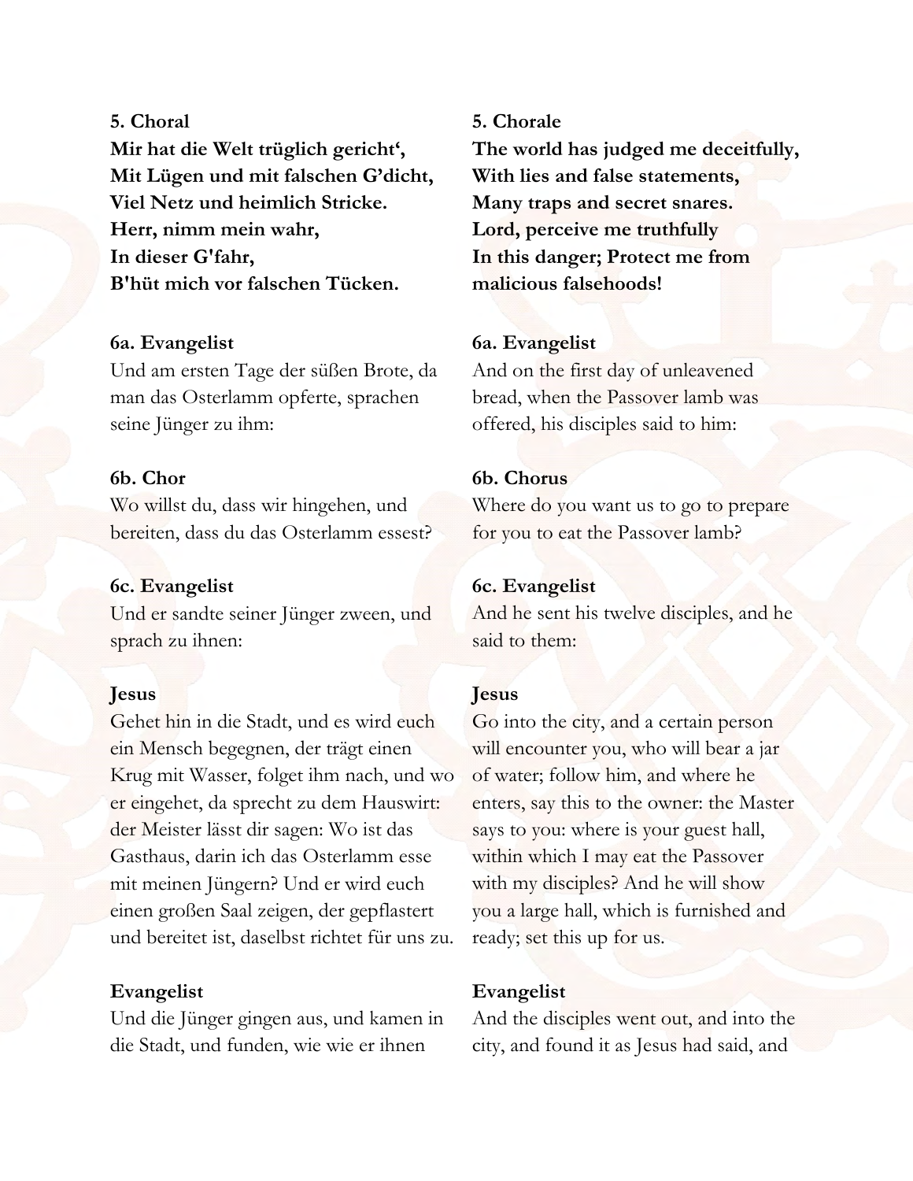**5. Choral**
**Mir hat die Welt trüglich gericht',**
**Mit Lügen und mit falschen G'dicht,**
**Viel Netz und heimlich Stricke.**
**Herr, nimm mein wahr,**
**In dieser G'fahr,**
**B'hüt mich vor falschen Tücken.**

**5. Chorale**
**The world has judged me deceitfully,**
**With lies and false statements,**
**Many traps and secret snares.**
**Lord, perceive me truthfully**
**In this danger; Protect me from malicious falsehoods!**

**6a. Evangelist**
Und am ersten Tage der süßen Brote, da man das Osterlamm opferte, sprachen seine Jünger zu ihm:

**6a. Evangelist**
And on the first day of unleavened bread, when the Passover lamb was offered, his disciples said to him:

**6b. Chor**
Wo willst du, dass wir hingehen, und bereiten, dass du das Osterlamm essest?

**6b. Chorus**
Where do you want us to go to prepare for you to eat the Passover lamb?

**6c. Evangelist**
Und er sandte seiner Jünger zween, und sprach zu ihnen:

**6c. Evangelist**
And he sent his twelve disciples, and he said to them:

**Jesus**
Gehet hin in die Stadt, und es wird euch ein Mensch begegnen, der trägt einen Krug mit Wasser, folget ihm nach, und wo er eingehet, da sprecht zu dem Hauswirt: der Meister lässt dir sagen: Wo ist das Gasthaus, darin ich das Osterlamm esse mit meinen Jüngern? Und er wird euch einen großen Saal zeigen, der gepflastert und bereitet ist, daselbst richtet für uns zu.

**Jesus**
Go into the city, and a certain person will encounter you, who will bear a jar of water; follow him, and where he enters, say this to the owner: the Master says to you: where is your guest hall, within which I may eat the Passover with my disciples? And he will show you a large hall, which is furnished and ready; set this up for us.

**Evangelist**
Und die Jünger gingen aus, und kamen in die Stadt, und funden, wie wie er ihnen

**Evangelist**
And the disciples went out, and into the city, and found it as Jesus had said, and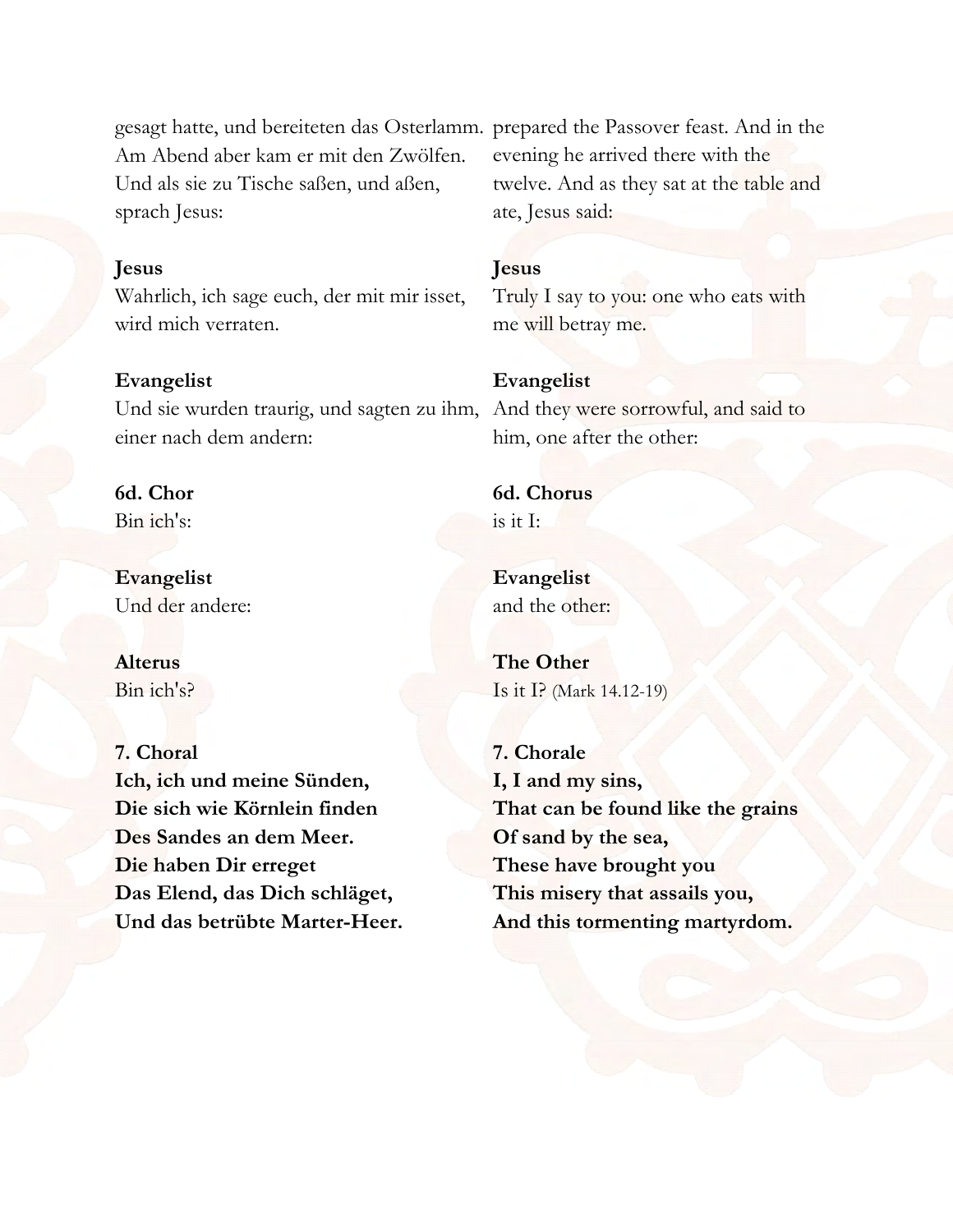gesagt hatte, und bereiteten das Osterlamm. Am Abend aber kam er mit den Zwölfen. Und als sie zu Tische saßen, und aßen, sprach Jesus:

prepared the Passover feast. And in the evening he arrived there with the twelve. And as they sat at the table and ate, Jesus said:

**Jesus**
Wahrlich, ich sage euch, der mit mir isset, wird mich verraten.

**Jesus**
Truly I say to you: one who eats with me will betray me.

**Evangelist**
Und sie wurden traurig, und sagten zu ihm, einer nach dem andern:

**Evangelist**
And they were sorrowful, and said to him, one after the other:

**6d. Chor**
Bin ich's:

**6d. Chorus**
is it I:

**Evangelist**
Und der andere:

**Evangelist**
and the other:

**Alterus**
Bin ich's?

**The Other**
Is it I? (Mark 14.12-19)

**7. Choral**
**Ich, ich und meine Sünden,**
**Die sich wie Körnlein finden**
**Des Sandes an dem Meer.**
**Die haben Dir erreget**
**Das Elend, das Dich schläget,**
**Und das betrübte Marter-Heer.**

**7. Chorale**
**I, I and my sins,**
**That can be found like the grains**
**Of sand by the sea,**
**These have brought you**
**This misery that assails you,**
**And this tormenting martyrdom.**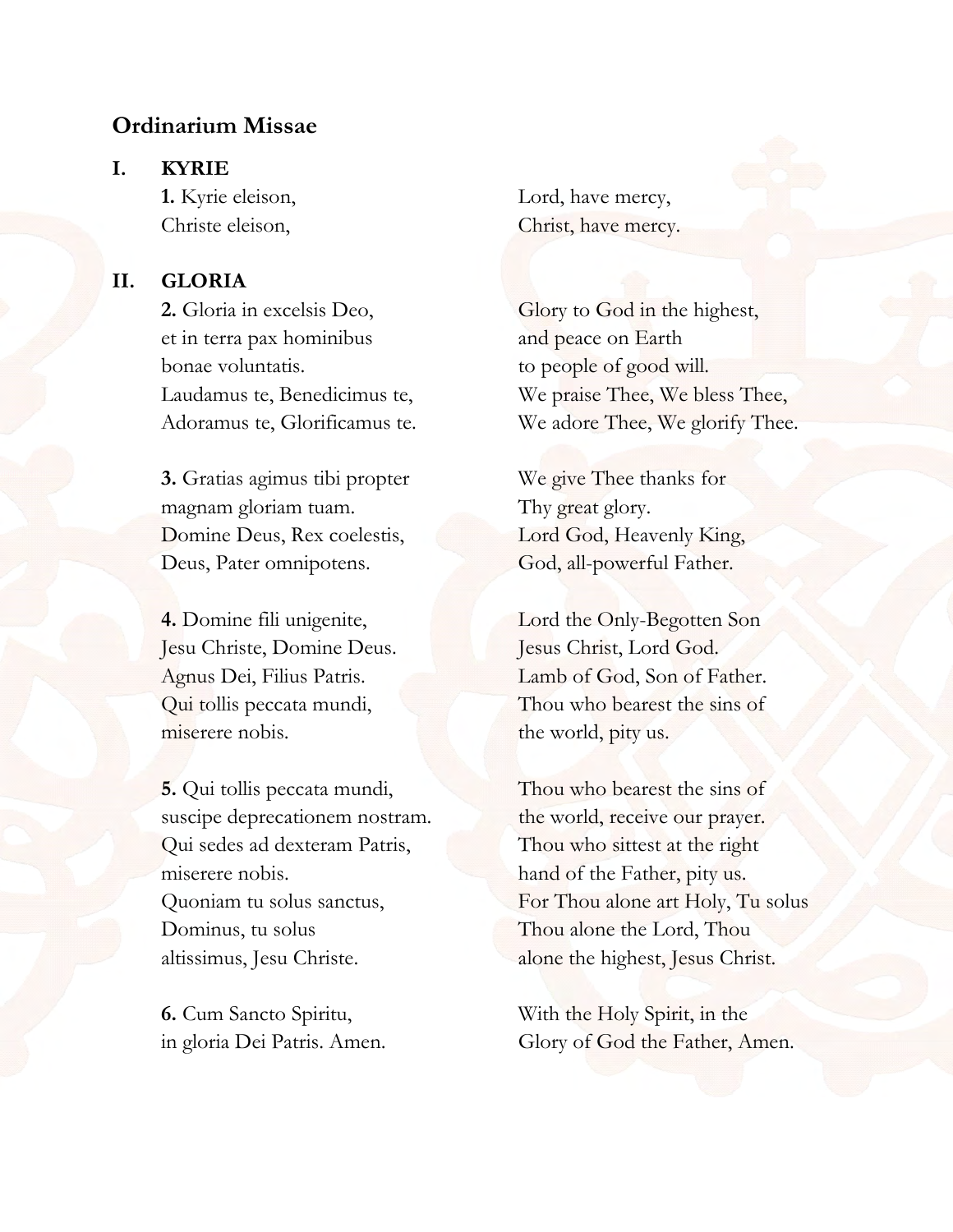## Ordinarium Missae

### I. KYRIE

| | |
|---|---|
| **1.** Kyrie eleison,<br>Christe eleison, | Lord, have mercy,<br>Christ, have mercy. |

### II. GLORIA

| | |
|---|---|
| **2.** Gloria in excelsis Deo,<br>et in terra pax hominibus<br>bonae voluntatis.<br>Laudamus te, Benedicimus te,<br>Adoramus te, Glorificamus te. | Glory to God in the highest,<br>and peace on Earth<br>to people of good will.<br>We praise Thee, We bless Thee,<br>We adore Thee, We glorify Thee. |
| **3.** Gratias agimus tibi propter<br>magnam gloriam tuam.<br>Domine Deus, Rex coelestis,<br>Deus, Pater omnipotens. | We give Thee thanks for<br>Thy great glory.<br>Lord God, Heavenly King,<br>God, all-powerful Father. |
| **4.** Domine fili unigenite,<br>Jesu Christe, Domine Deus.<br>Agnus Dei, Filius Patris.<br>Qui tollis peccata mundi,<br>miserere nobis. | Lord the Only-Begotten Son<br>Jesus Christ, Lord God.<br>Lamb of God, Son of Father.<br>Thou who bearest the sins of<br>the world, pity us. |
| **5.** Qui tollis peccata mundi,<br>suscipe deprecationem nostram.<br>Qui sedes ad dexteram Patris,<br>miserere nobis.<br>Quoniam tu solus sanctus,<br>Dominus, tu solus<br>altissimus, Jesu Christe. | Thou who bearest the sins of<br>the world, receive our prayer.<br>Thou who sittest at the right<br>hand of the Father, pity us.<br>For Thou alone art Holy, Tu solus<br>Thou alone the Lord, Thou<br>alone the highest, Jesus Christ. |
| **6.** Cum Sancto Spiritu,<br>in gloria Dei Patris. Amen. | With the Holy Spirit, in the<br>Glory of God the Father, Amen. |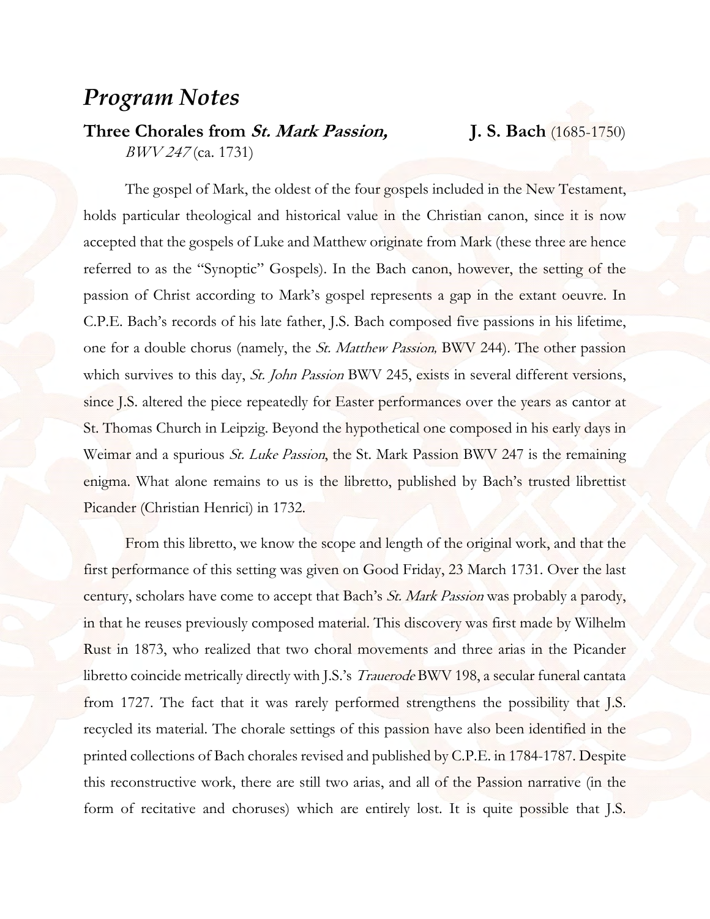# *Program Notes*

**Three Chorales from *St. Mark Passion*, *BWV 247* (ca. 1731)** — **J. S. Bach** (1685-1750)

The gospel of Mark, the oldest of the four gospels included in the New Testament, holds particular theological and historical value in the Christian canon, since it is now accepted that the gospels of Luke and Matthew originate from Mark (these three are hence referred to as the "Synoptic" Gospels). In the Bach canon, however, the setting of the passion of Christ according to Mark's gospel represents a gap in the extant oeuvre. In C.P.E. Bach's records of his late father, J.S. Bach composed five passions in his lifetime, one for a double chorus (namely, the *St. Matthew Passion,* BWV 244). The other passion which survives to this day, *St. John Passion* BWV 245, exists in several different versions, since J.S. altered the piece repeatedly for Easter performances over the years as cantor at St. Thomas Church in Leipzig. Beyond the hypothetical one composed in his early days in Weimar and a spurious *St. Luke Passion*, the St. Mark Passion BWV 247 is the remaining enigma. What alone remains to us is the libretto, published by Bach's trusted librettist Picander (Christian Henrici) in 1732.

From this libretto, we know the scope and length of the original work, and that the first performance of this setting was given on Good Friday, 23 March 1731. Over the last century, scholars have come to accept that Bach's *St. Mark Passion* was probably a parody, in that he reuses previously composed material. This discovery was first made by Wilhelm Rust in 1873, who realized that two choral movements and three arias in the Picander libretto coincide metrically directly with J.S.'s *Trauerode* BWV 198, a secular funeral cantata from 1727. The fact that it was rarely performed strengthens the possibility that J.S. recycled its material. The chorale settings of this passion have also been identified in the printed collections of Bach chorales revised and published by C.P.E. in 1784-1787. Despite this reconstructive work, there are still two arias, and all of the Passion narrative (in the form of recitative and choruses) which are entirely lost. It is quite possible that J.S.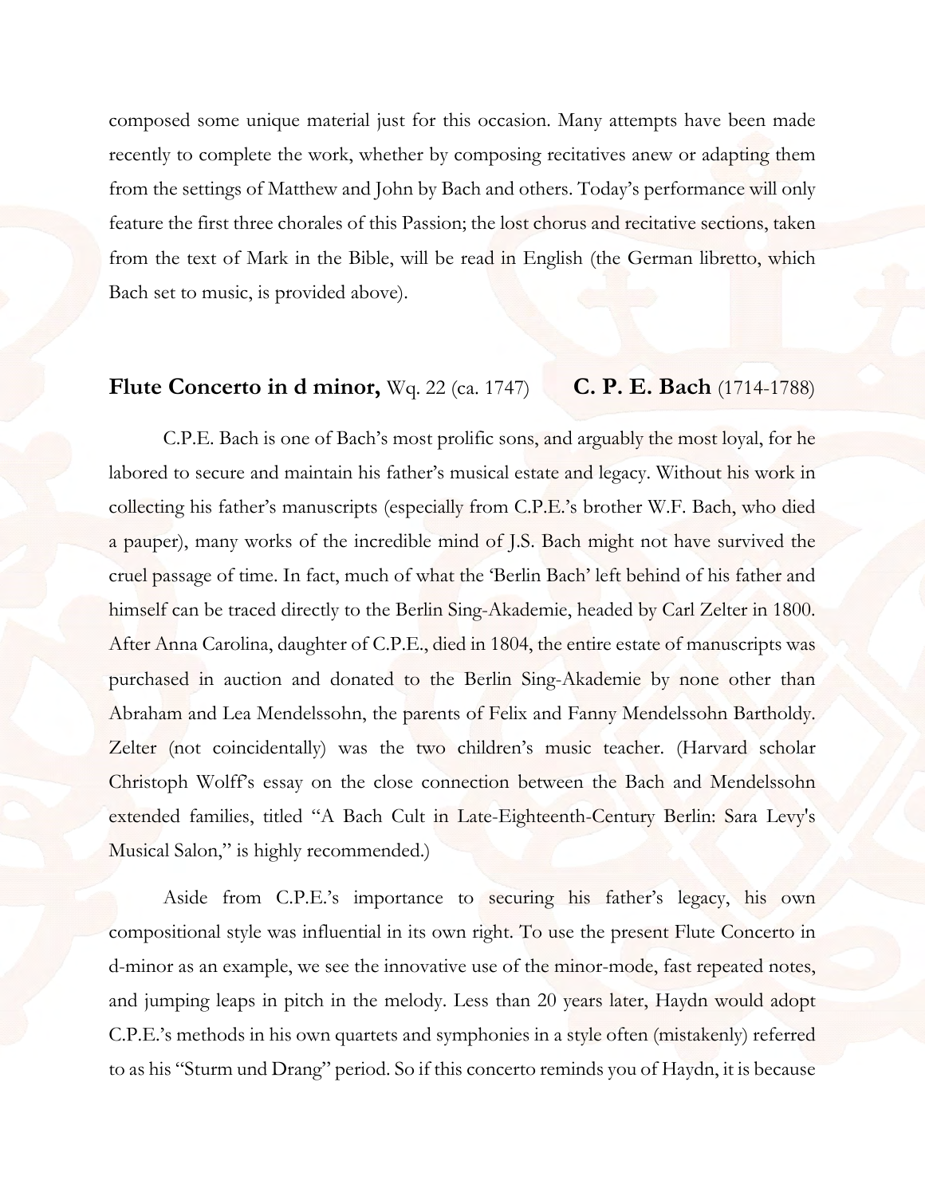composed some unique material just for this occasion. Many attempts have been made recently to complete the work, whether by composing recitatives anew or adapting them from the settings of Matthew and John by Bach and others. Today's performance will only feature the first three chorales of this Passion; the lost chorus and recitative sections, taken from the text of Mark in the Bible, will be read in English (the German libretto, which Bach set to music, is provided above).

## **Flute Concerto in d minor,** Wq. 22 (ca. 1747) **C. P. E. Bach** (1714-1788)

C.P.E. Bach is one of Bach's most prolific sons, and arguably the most loyal, for he labored to secure and maintain his father's musical estate and legacy. Without his work in collecting his father's manuscripts (especially from C.P.E.'s brother W.F. Bach, who died a pauper), many works of the incredible mind of J.S. Bach might not have survived the cruel passage of time. In fact, much of what the 'Berlin Bach' left behind of his father and himself can be traced directly to the Berlin Sing-Akademie, headed by Carl Zelter in 1800. After Anna Carolina, daughter of C.P.E., died in 1804, the entire estate of manuscripts was purchased in auction and donated to the Berlin Sing-Akademie by none other than Abraham and Lea Mendelssohn, the parents of Felix and Fanny Mendelssohn Bartholdy. Zelter (not coincidentally) was the two children's music teacher. (Harvard scholar Christoph Wolff's essay on the close connection between the Bach and Mendelssohn extended families, titled "A Bach Cult in Late-Eighteenth-Century Berlin: Sara Levy's Musical Salon," is highly recommended.)

Aside from C.P.E.'s importance to securing his father's legacy, his own compositional style was influential in its own right. To use the present Flute Concerto in d-minor as an example, we see the innovative use of the minor-mode, fast repeated notes, and jumping leaps in pitch in the melody. Less than 20 years later, Haydn would adopt C.P.E.'s methods in his own quartets and symphonies in a style often (mistakenly) referred to as his "Sturm und Drang" period. So if this concerto reminds you of Haydn, it is because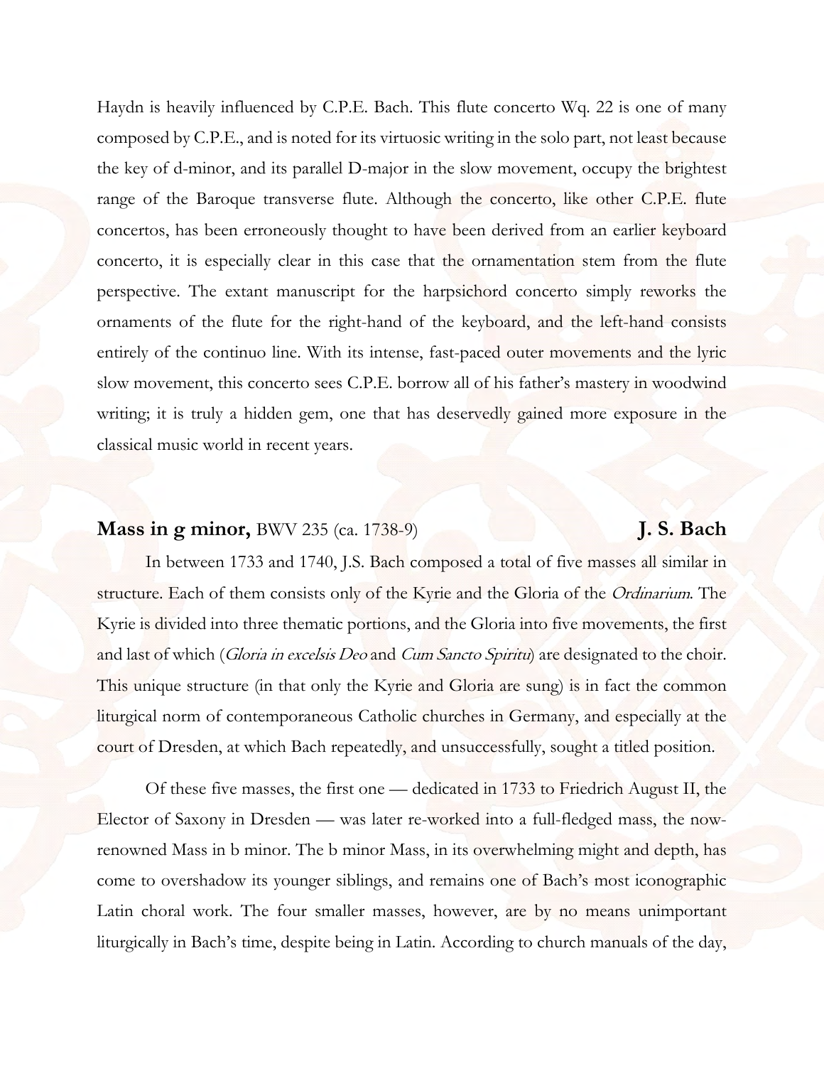Haydn is heavily influenced by C.P.E. Bach. This flute concerto Wq. 22 is one of many composed by C.P.E., and is noted for its virtuosic writing in the solo part, not least because the key of d-minor, and its parallel D-major in the slow movement, occupy the brightest range of the Baroque transverse flute. Although the concerto, like other C.P.E. flute concertos, has been erroneously thought to have been derived from an earlier keyboard concerto, it is especially clear in this case that the ornamentation stem from the flute perspective. The extant manuscript for the harpsichord concerto simply reworks the ornaments of the flute for the right-hand of the keyboard, and the left-hand consists entirely of the continuo line. With its intense, fast-paced outer movements and the lyric slow movement, this concerto sees C.P.E. borrow all of his father's mastery in woodwind writing; it is truly a hidden gem, one that has deservedly gained more exposure in the classical music world in recent years.

## **Mass in g minor,** BWV 235 (ca. 1738-9) **J. S. Bach**

In between 1733 and 1740, J.S. Bach composed a total of five masses all similar in structure. Each of them consists only of the Kyrie and the Gloria of the *Ordinarium*. The Kyrie is divided into three thematic portions, and the Gloria into five movements, the first and last of which (*Gloria in excelsis Deo* and *Cum Sancto Spiritu*) are designated to the choir. This unique structure (in that only the Kyrie and Gloria are sung) is in fact the common liturgical norm of contemporaneous Catholic churches in Germany, and especially at the court of Dresden, at which Bach repeatedly, and unsuccessfully, sought a titled position.

Of these five masses, the first one — dedicated in 1733 to Friedrich August II, the Elector of Saxony in Dresden — was later re-worked into a full-fledged mass, the now-renowned Mass in b minor. The b minor Mass, in its overwhelming might and depth, has come to overshadow its younger siblings, and remains one of Bach's most iconographic Latin choral work. The four smaller masses, however, are by no means unimportant liturgically in Bach's time, despite being in Latin. According to church manuals of the day,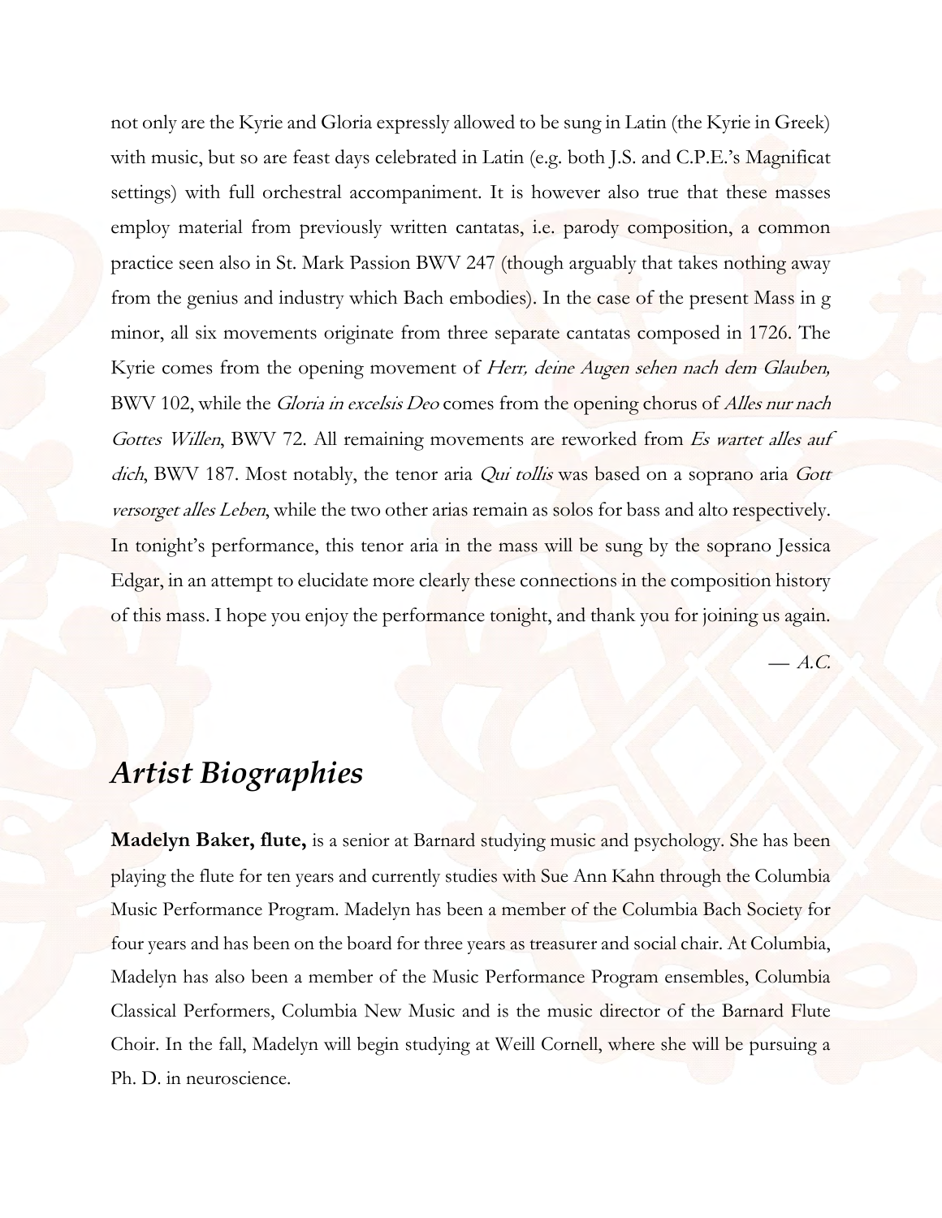not only are the Kyrie and Gloria expressly allowed to be sung in Latin (the Kyrie in Greek) with music, but so are feast days celebrated in Latin (e.g. both J.S. and C.P.E.'s Magnificat settings) with full orchestral accompaniment. It is however also true that these masses employ material from previously written cantatas, i.e. parody composition, a common practice seen also in St. Mark Passion BWV 247 (though arguably that takes nothing away from the genius and industry which Bach embodies). In the case of the present Mass in g minor, all six movements originate from three separate cantatas composed in 1726. The Kyrie comes from the opening movement of *Herr, deine Augen sehen nach dem Glauben,* BWV 102, while the *Gloria in excelsis Deo* comes from the opening chorus of *Alles nur nach Gottes Willen*, BWV 72. All remaining movements are reworked from *Es wartet alles auf dich*, BWV 187. Most notably, the tenor aria *Qui tollis* was based on a soprano aria *Gott versorget alles Leben*, while the two other arias remain as solos for bass and alto respectively. In tonight's performance, this tenor aria in the mass will be sung by the soprano Jessica Edgar, in an attempt to elucidate more clearly these connections in the composition history of this mass. I hope you enjoy the performance tonight, and thank you for joining us again.

— *A.C.*

## *Artist Biographies*

**Madelyn Baker, flute,** is a senior at Barnard studying music and psychology. She has been playing the flute for ten years and currently studies with Sue Ann Kahn through the Columbia Music Performance Program. Madelyn has been a member of the Columbia Bach Society for four years and has been on the board for three years as treasurer and social chair. At Columbia, Madelyn has also been a member of the Music Performance Program ensembles, Columbia Classical Performers, Columbia New Music and is the music director of the Barnard Flute Choir. In the fall, Madelyn will begin studying at Weill Cornell, where she will be pursuing a Ph. D. in neuroscience.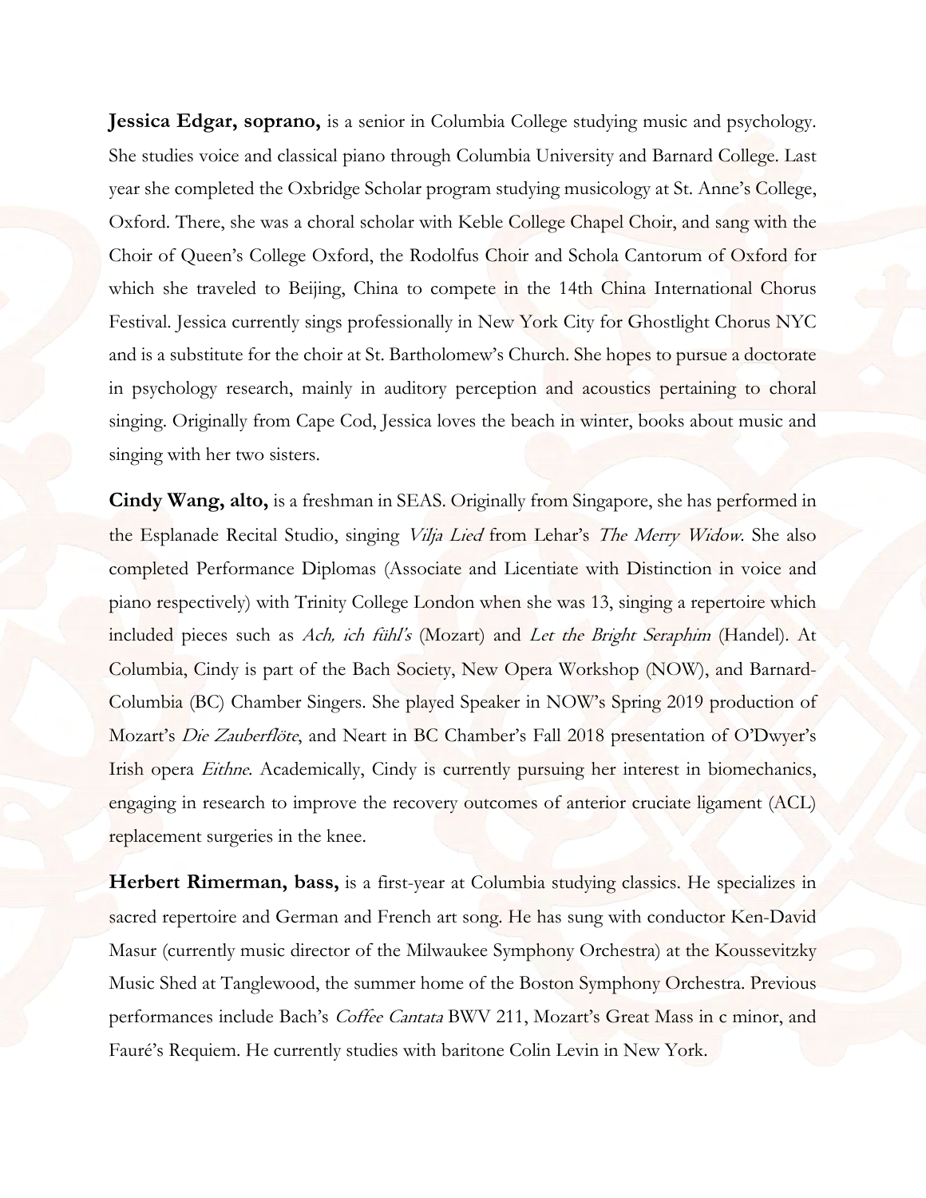**Jessica Edgar, soprano,** is a senior in Columbia College studying music and psychology. She studies voice and classical piano through Columbia University and Barnard College. Last year she completed the Oxbridge Scholar program studying musicology at St. Anne's College, Oxford. There, she was a choral scholar with Keble College Chapel Choir, and sang with the Choir of Queen's College Oxford, the Rodolfus Choir and Schola Cantorum of Oxford for which she traveled to Beijing, China to compete in the 14th China International Chorus Festival. Jessica currently sings professionally in New York City for Ghostlight Chorus NYC and is a substitute for the choir at St. Bartholomew's Church. She hopes to pursue a doctorate in psychology research, mainly in auditory perception and acoustics pertaining to choral singing. Originally from Cape Cod, Jessica loves the beach in winter, books about music and singing with her two sisters.

**Cindy Wang, alto,** is a freshman in SEAS. Originally from Singapore, she has performed in the Esplanade Recital Studio, singing *Vilja Lied* from Lehar's *The Merry Widow*. She also completed Performance Diplomas (Associate and Licentiate with Distinction in voice and piano respectively) with Trinity College London when she was 13, singing a repertoire which included pieces such as *Ach, ich fühl's* (Mozart) and *Let the Bright Seraphim* (Handel). At Columbia, Cindy is part of the Bach Society, New Opera Workshop (NOW), and Barnard-Columbia (BC) Chamber Singers. She played Speaker in NOW's Spring 2019 production of Mozart's *Die Zauberflöte*, and Neart in BC Chamber's Fall 2018 presentation of O'Dwyer's Irish opera *Eithne*. Academically, Cindy is currently pursuing her interest in biomechanics, engaging in research to improve the recovery outcomes of anterior cruciate ligament (ACL) replacement surgeries in the knee.

**Herbert Rimerman, bass,** is a first-year at Columbia studying classics. He specializes in sacred repertoire and German and French art song. He has sung with conductor Ken-David Masur (currently music director of the Milwaukee Symphony Orchestra) at the Koussevitzky Music Shed at Tanglewood, the summer home of the Boston Symphony Orchestra. Previous performances include Bach's *Coffee Cantata* BWV 211, Mozart's Great Mass in c minor, and Fauré's Requiem. He currently studies with baritone Colin Levin in New York.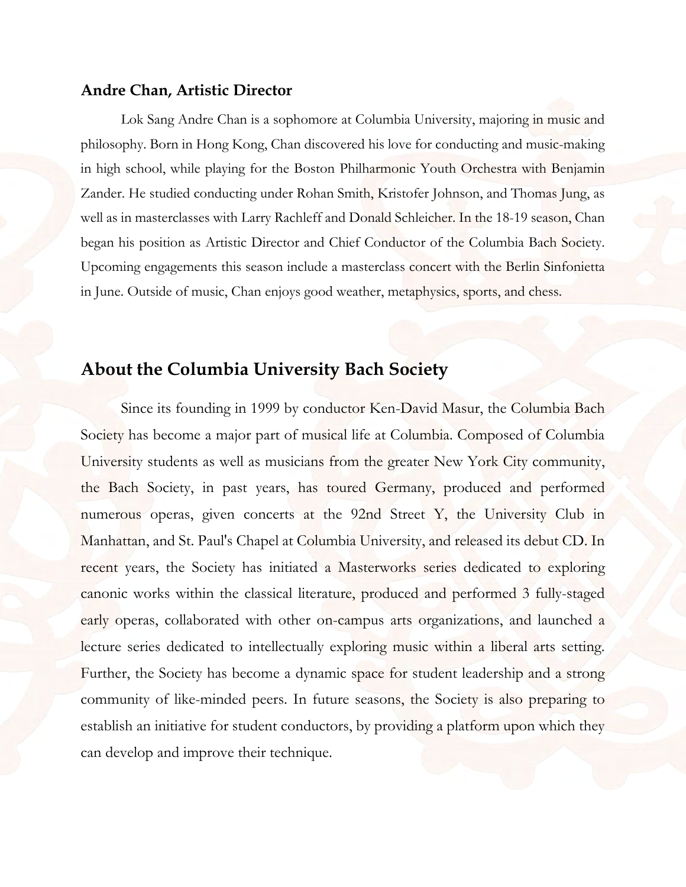### Andre Chan, Artistic Director

Lok Sang Andre Chan is a sophomore at Columbia University, majoring in music and philosophy. Born in Hong Kong, Chan discovered his love for conducting and music-making in high school, while playing for the Boston Philharmonic Youth Orchestra with Benjamin Zander. He studied conducting under Rohan Smith, Kristofer Johnson, and Thomas Jung, as well as in masterclasses with Larry Rachleff and Donald Schleicher. In the 18-19 season, Chan began his position as Artistic Director and Chief Conductor of the Columbia Bach Society. Upcoming engagements this season include a masterclass concert with the Berlin Sinfonietta in June. Outside of music, Chan enjoys good weather, metaphysics, sports, and chess.

## About the Columbia University Bach Society

Since its founding in 1999 by conductor Ken-David Masur, the Columbia Bach Society has become a major part of musical life at Columbia. Composed of Columbia University students as well as musicians from the greater New York City community, the Bach Society, in past years, has toured Germany, produced and performed numerous operas, given concerts at the 92nd Street Y, the University Club in Manhattan, and St. Paul's Chapel at Columbia University, and released its debut CD. In recent years, the Society has initiated a Masterworks series dedicated to exploring canonic works within the classical literature, produced and performed 3 fully-staged early operas, collaborated with other on-campus arts organizations, and launched a lecture series dedicated to intellectually exploring music within a liberal arts setting. Further, the Society has become a dynamic space for student leadership and a strong community of like-minded peers. In future seasons, the Society is also preparing to establish an initiative for student conductors, by providing a platform upon which they can develop and improve their technique.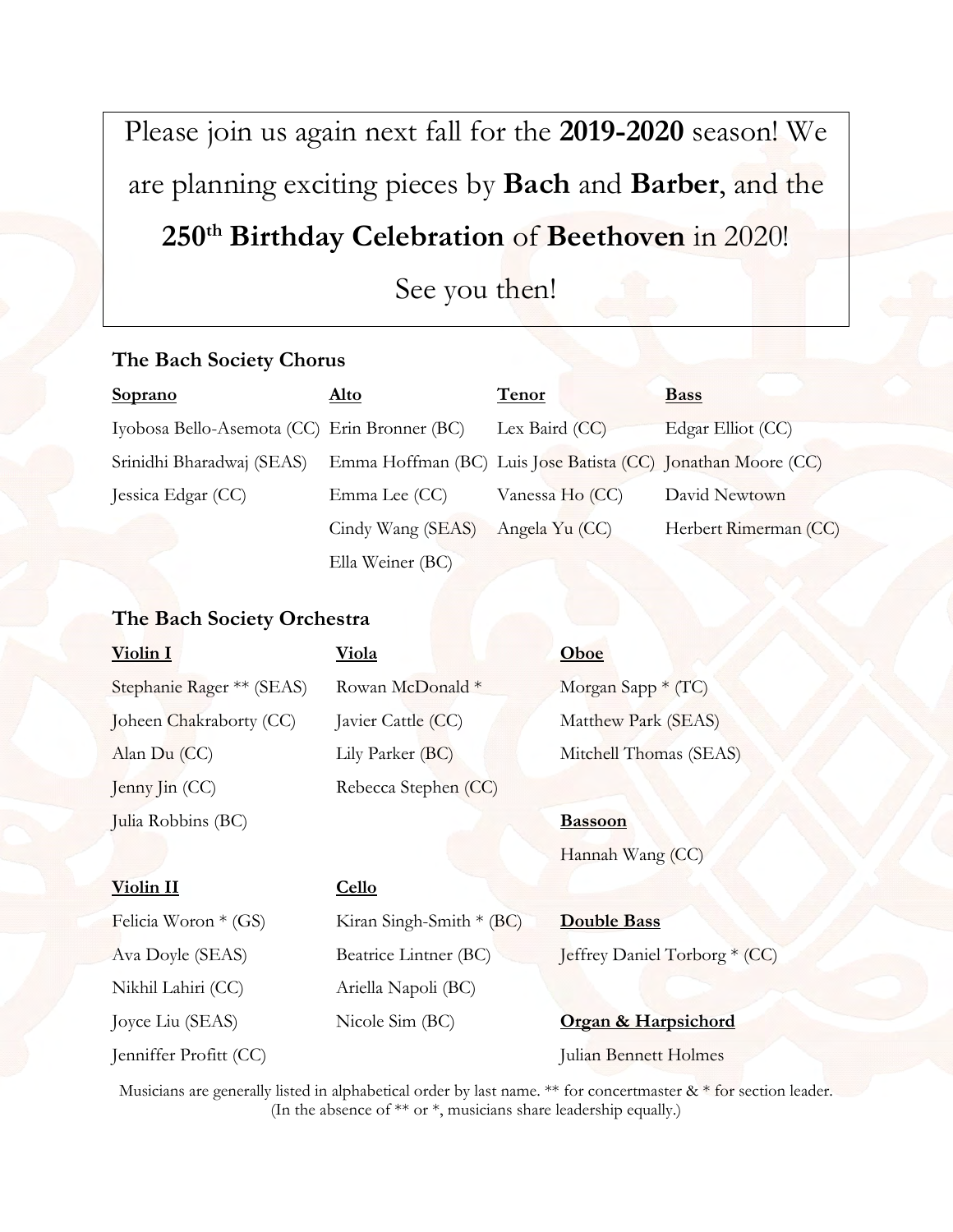Please join us again next fall for the **2019-2020** season! We are planning exciting pieces by **Bach** and **Barber**, and the **250th Birthday Celebration** of **Beethoven** in 2020!

See you then!

## The Bach Society Chorus

**Soprano**

Iyobosa Bello-Asemota (CC)
Srinidhi Bharadwaj (SEAS)
Jessica Edgar (CC)

**Alto**

Erin Bronner (BC)
Emma Hoffman (BC)
Emma Lee (CC)
Cindy Wang (SEAS)
Ella Weiner (BC)

**Tenor**

Lex Baird (CC)
Luis Jose Batista (CC)
Vanessa Ho (CC)
Angela Yu (CC)

**Bass**

Edgar Elliot (CC)
Jonathan Moore (CC)
David Newtown
Herbert Rimerman (CC)

## The Bach Society Orchestra

**Violin I**

Stephanie Rager ** (SEAS)
Joheen Chakraborty (CC)
Alan Du (CC)
Jenny Jin (CC)
Julia Robbins (BC)

**Violin II**

Felicia Woron * (GS)
Ava Doyle (SEAS)
Nikhil Lahiri (CC)
Joyce Liu (SEAS)
Jenniffer Profitt (CC)

**Viola**

Rowan McDonald *
Javier Cattle (CC)
Lily Parker (BC)
Rebecca Stephen (CC)

**Cello**

Kiran Singh-Smith * (BC)
Beatrice Lintner (BC)
Ariella Napoli (BC)
Nicole Sim (BC)

**Oboe**

Morgan Sapp * (TC)
Matthew Park (SEAS)
Mitchell Thomas (SEAS)

**Bassoon**

Hannah Wang (CC)

**Double Bass**

Jeffrey Daniel Torborg * (CC)

**Organ & Harpsichord**

Julian Bennett Holmes

Musicians are generally listed in alphabetical order by last name. ** for concertmaster & * for section leader. (In the absence of ** or *, musicians share leadership equally.)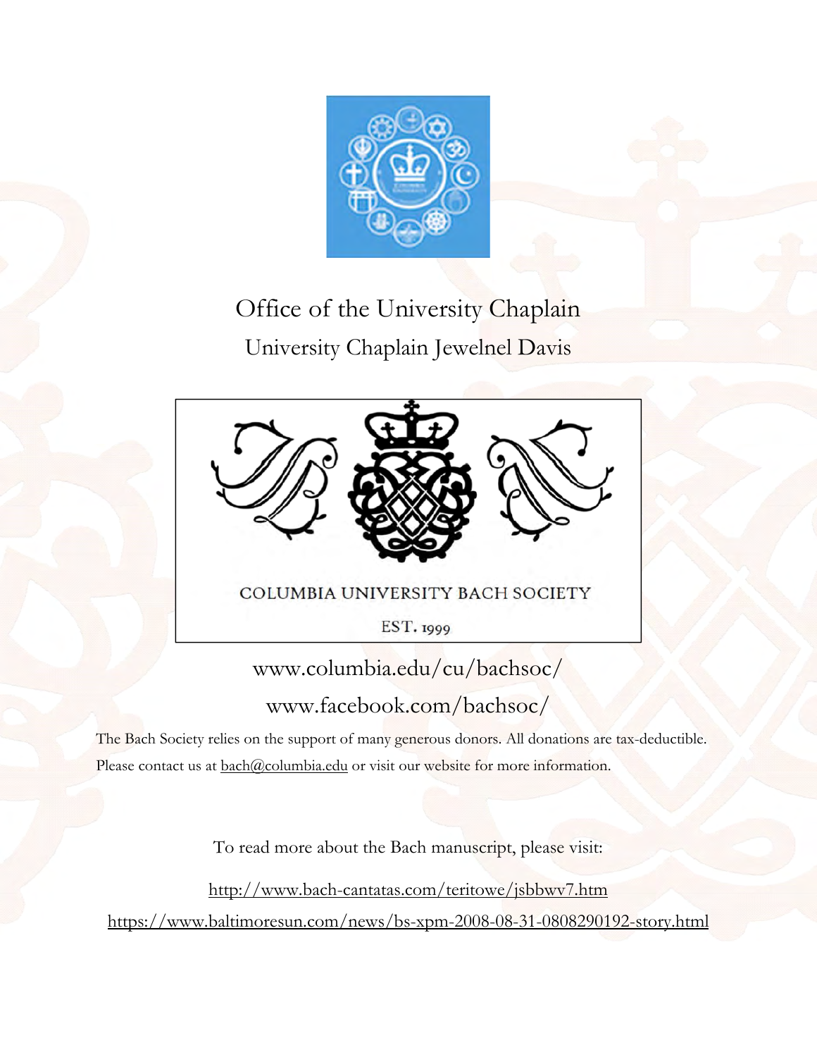Office of the University Chaplain

University Chaplain Jewelnel Davis

COLUMBIA UNIVERSITY BACH SOCIETY

EST. 1999

www.columbia.edu/cu/bachsoc/

www.facebook.com/bachsoc/

The Bach Society relies on the support of many generous donors. All donations are tax-deductible. Please contact us at bach@columbia.edu or visit our website for more information.

To read more about the Bach manuscript, please visit:

http://www.bach-cantatas.com/teritowe/jsbbwv7.htm

https://www.baltimoresun.com/news/bs-xpm-2008-08-31-0808290192-story.html